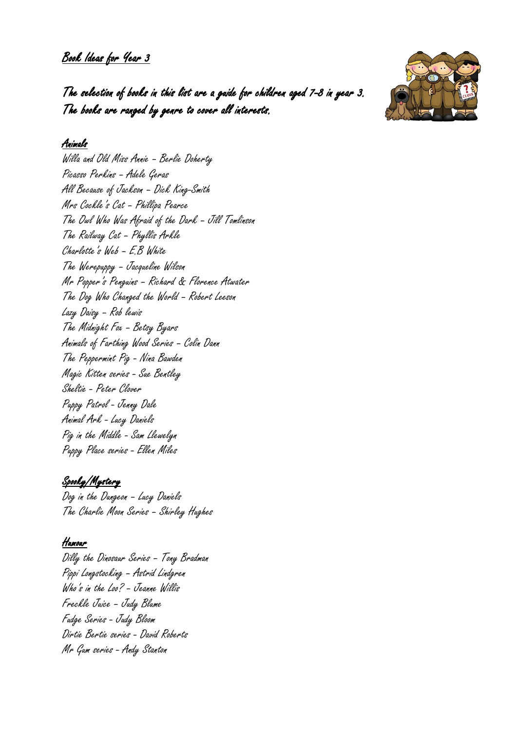# Book Ideas for Year 3

## The selection of books in this list are a guide for children aged 7-8 in year 3. The books are ranged by genre to cover all interests.

### Animals

Willa and Old Miss Annie – Berlie Doherty
Picasso Perkins – Adele Geras
All Because of Jackson – Dick King-Smith
Mrs Cockle's Cat – Phillipa Pearce
The Owl Who Was Afraid of the Dark – Jill Tomlinson
The Railway Cat – Phyllis Arkle
Charlotte's Web – E.B White
The Werepuppy – Jacqueline Wilson
Mr Popper's Penguins – Richard & Florence Atwater
The Dog Who Changed the World – Robert Leeson
Lazy Daisy – Rob lewis
The Midnight Fox – Betsy Byars
Animals of Farthing Wood Series – Colin Dann
The Peppermint Pig – Nina Bawden
Magic Kitten series – Sue Bentley
Sheltie - Peter Clover
Puppy Patrol - Jenny Dale
Animal Ark - Lucy Daniels
Pig in the Middle - Sam Llewelyn
Puppy Place series - Ellen Miles

### Spooky/Mystery

Dog in the Dungeon – Lucy Daniels
The Charlie Moon Series – Shirley Hughes

### Humour

Dilly the Dinosaur Series – Tony Bradman
Pippi Longstocking – Astrid Lindgren
Who's in the Loo? – Jeanne Willis
Freckle Juice – Judy Blume
Fudge Series - Judy Bloom
Dirtie Bertie series - David Roberts
Mr Gum series - Andy Stanton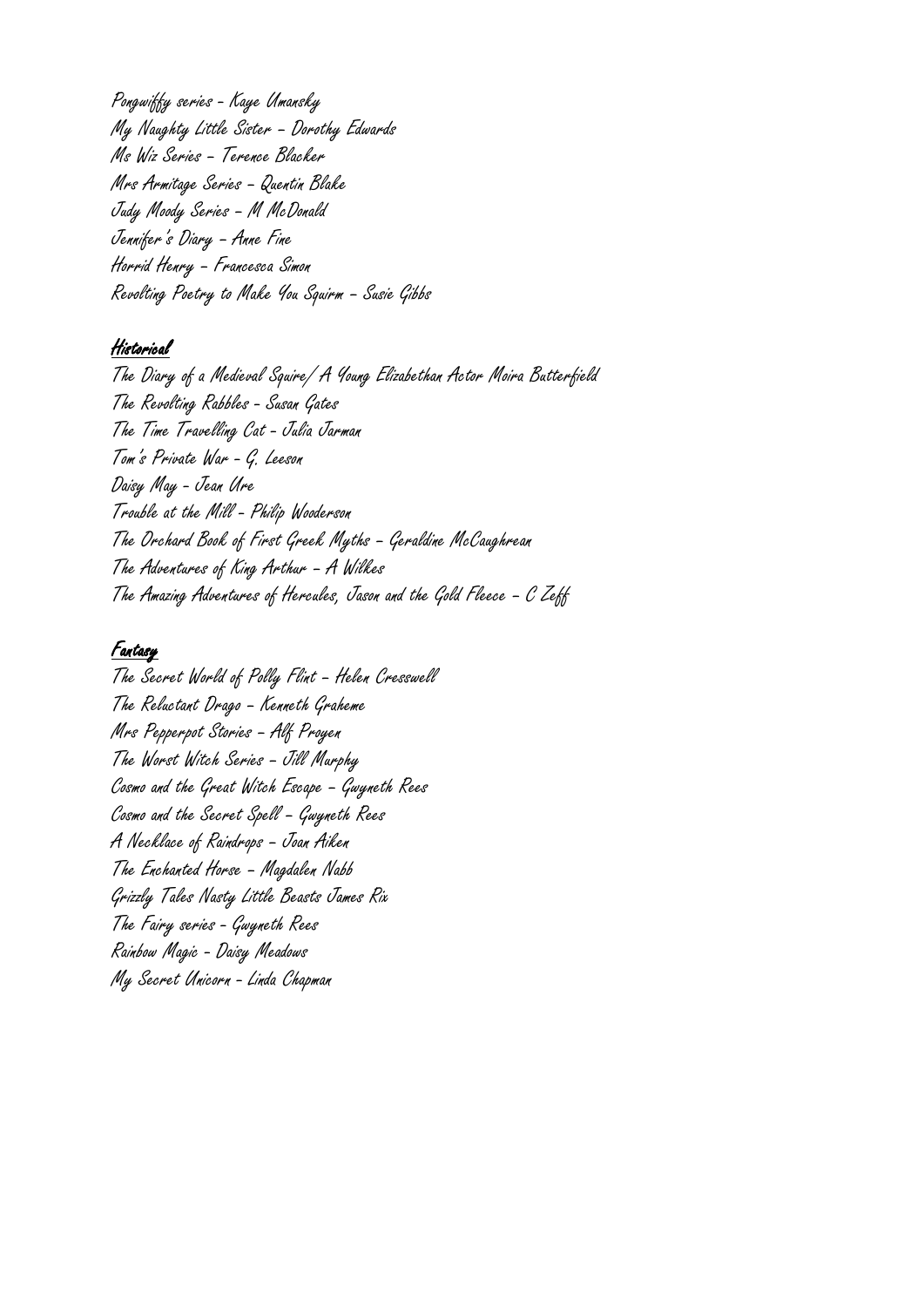Pongwiffy series - Kaye Umansky
My Naughty Little Sister – Dorothy Edwards
Ms Wiz Series – Terence Blacker
Mrs Armitage Series – Quentin Blake
Judy Moody Series – M McDonald
Jennifer's Diary – Anne Fine
Horrid Henry – Francesca Simon
Revolting Poetry to Make You Squirm – Susie Gibbs

## Historical

The Diary of a Medieval Squire/ A Young Elizabethan Actor Moira Butterfield
The Revolting Rabbles - Susan Gates
The Time Travelling Cat - Julia Jarman
Tom's Private War - G. Leeson
Daisy May - Jean Ure
Trouble at the Mill - Philip Wooderson
The Orchard Book of First Greek Myths – Geraldine McCaughrean
The Adventures of King Arthur – A Wilkes
The Amazing Adventures of Hercules, Jason and the Gold Fleece – C Zeff

## Fantasy

The Secret World of Polly Flint – Helen Cresswell
The Reluctant Drago – Kenneth Graheme
Mrs Pepperpot Stories – Alf Proyen
The Worst Witch Series – Jill Murphy
Cosmo and the Great Witch Escape – Gwyneth Rees
Cosmo and the Secret Spell – Gwyneth Rees
A Necklace of Raindrops – Joan Aiken
The Enchanted Horse – Magdalen Nabb
Grizzly Tales Nasty Little Beasts James Rix
The Fairy series - Gwyneth Rees
Rainbow Magic - Daisy Meadows
My Secret Unicorn - Linda Chapman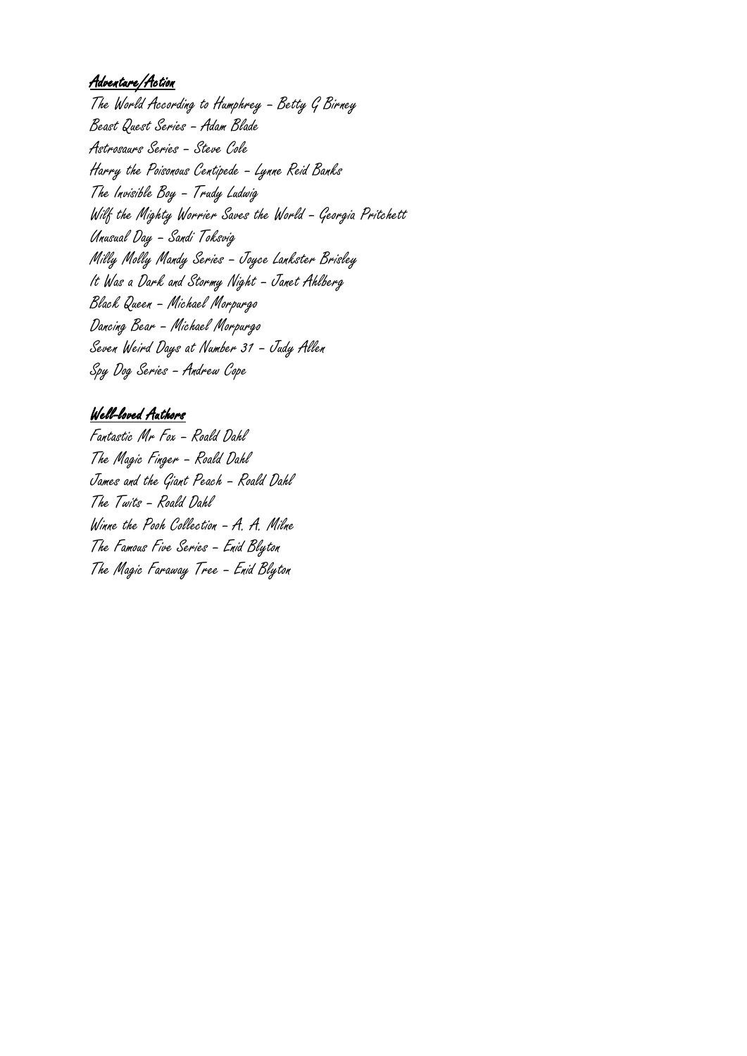## Adventure/Action

The World According to Humphrey – Betty G Birney
Beast Quest Series – Adam Blade
Astrosaurs Series – Steve Cole
Harry the Poisonous Centipede – Lynne Reid Banks
The Invisible Boy – Trudy Ludwig
Wilf the Mighty Worrier Saves the World – Georgia Pritchett
Unusual Day – Sandi Toksvig
Milly Molly Mandy Series – Joyce Lankster Brisley
It Was a Dark and Stormy Night – Janet Ahlberg
Black Queen – Michael Morpurgo
Dancing Bear – Michael Morpurgo
Seven Weird Days at Number 31 – Judy Allen
Spy Dog Series – Andrew Cope

## Well-loved Authors

Fantastic Mr Fox – Roald Dahl
The Magic Finger – Roald Dahl
James and the Giant Peach – Roald Dahl
The Twits – Roald Dahl
Winne the Pooh Collection – A. A. Milne
The Famous Five Series – Enid Blyton
The Magic Faraway Tree – Enid Blyton